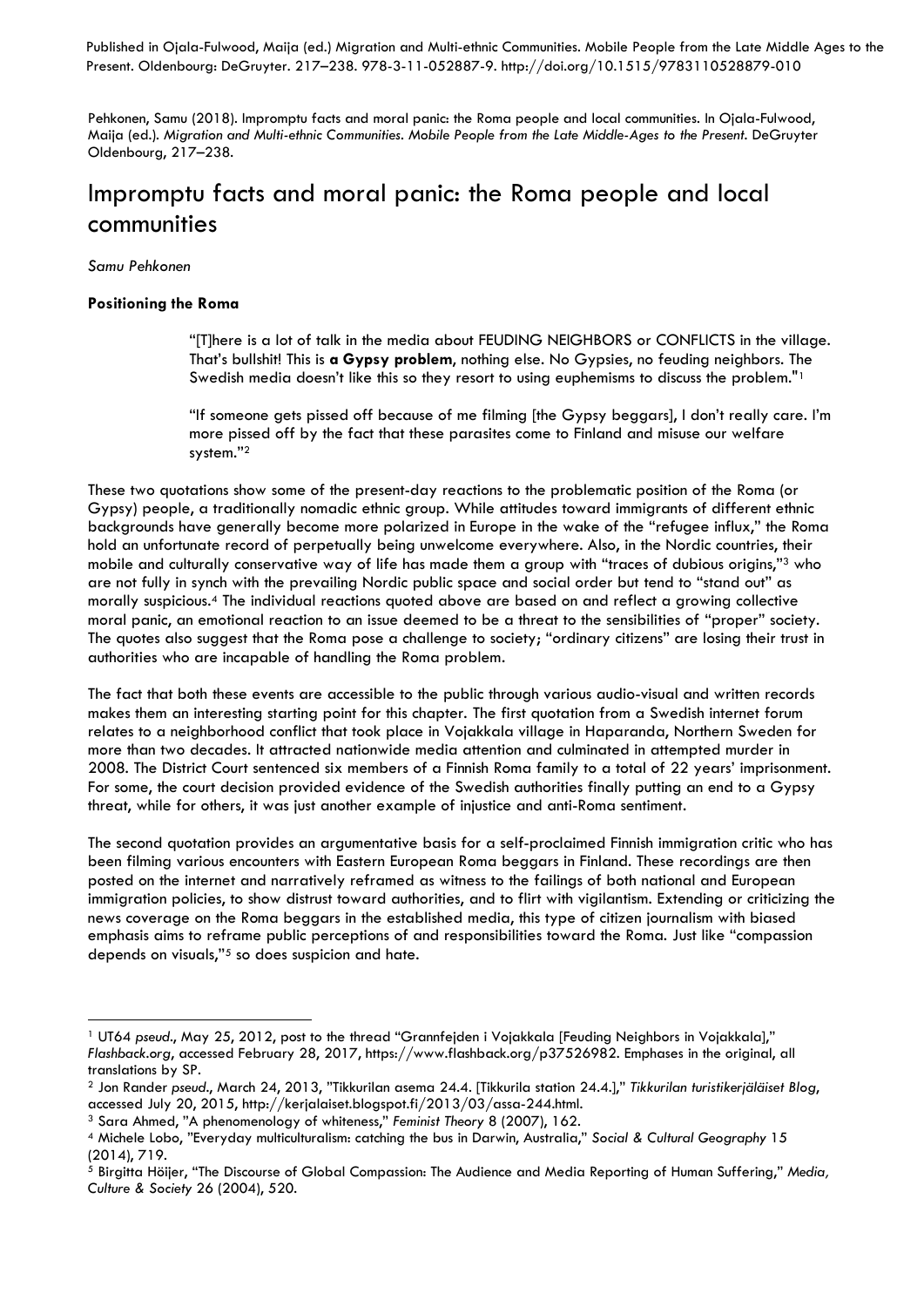Published in Ojala-Fulwood, Maija (ed.) Migration and Multi-ethnic Communities. Mobile People from the Late Middle Ages to the Present. Oldenbourg: DeGruyter. 217–238. 978-3-11-052887-9. http://doi.org/10.1515/9783110528879-010

Pehkonen, Samu (2018). Impromptu facts and moral panic: the Roma people and local communities. In Ojala-Fulwood, Maija (ed.). *Migration and Multi-ethnic Communities. Mobile People from the Late Middle-Ages to the Present*. DeGruyter Oldenbourg, 217–238.

# Impromptu facts and moral panic: the Roma people and local communities

*Samu Pehkonen*

**Positioning the Roma**

> "[T]here is a lot of talk in the media about FEUDING NEIGHBORS or CONFLICTS in the village. That's bullshit! This is **a Gypsy problem**, nothing else. No Gypsies, no feuding neighbors. The Swedish media doesn't like this so they resort to using euphemisms to discuss the problem."[1]

> "If someone gets pissed off because of me filming [the Gypsy beggars], I don't really care. I'm more pissed off by the fact that these parasites come to Finland and misuse our welfare system."[2]

These two quotations show some of the present-day reactions to the problematic position of the Roma (or Gypsy) people, a traditionally nomadic ethnic group. While attitudes toward immigrants of different ethnic backgrounds have generally become more polarized in Europe in the wake of the "refugee influx," the Roma hold an unfortunate record of perpetually being unwelcome everywhere. Also, in the Nordic countries, their mobile and culturally conservative way of life has made them a group with "traces of dubious origins,"[3] who are not fully in synch with the prevailing Nordic public space and social order but tend to "stand out" as morally suspicious.[4] The individual reactions quoted above are based on and reflect a growing collective moral panic, an emotional reaction to an issue deemed to be a threat to the sensibilities of "proper" society. The quotes also suggest that the Roma pose a challenge to society; "ordinary citizens" are losing their trust in authorities who are incapable of handling the Roma problem.

The fact that both these events are accessible to the public through various audio-visual and written records makes them an interesting starting point for this chapter. The first quotation from a Swedish internet forum relates to a neighborhood conflict that took place in Vojakkala village in Haparanda, Northern Sweden for more than two decades. It attracted nationwide media attention and culminated in attempted murder in 2008. The District Court sentenced six members of a Finnish Roma family to a total of 22 years' imprisonment. For some, the court decision provided evidence of the Swedish authorities finally putting an end to a Gypsy threat, while for others, it was just another example of injustice and anti-Roma sentiment.

The second quotation provides an argumentative basis for a self-proclaimed Finnish immigration critic who has been filming various encounters with Eastern European Roma beggars in Finland. These recordings are then posted on the internet and narratively reframed as witness to the failings of both national and European immigration policies, to show distrust toward authorities, and to flirt with vigilantism. Extending or criticizing the news coverage on the Roma beggars in the established media, this type of citizen journalism with biased emphasis aims to reframe public perceptions of and responsibilities toward the Roma. Just like "compassion depends on visuals,"[5] so does suspicion and hate.

---

[1] UT64 *pseud*., May 25, 2012, post to the thread "Grannfejden i Vojakkala [Feuding Neighbors in Vojakkala]," *Flashback.org*, accessed February 28, 2017, https://www.flashback.org/p37526982. Emphases in the original, all translations by SP.

[2] Jon Rander *pseud*., March 24, 2013, "Tikkurilan asema 24.4. [Tikkurila station 24.4.]," *Tikkurilan turistikerjäläiset Blog*, accessed July 20, 2015, http://kerjalaiset.blogspot.fi/2013/03/assa-244.html.

[3] Sara Ahmed, "A phenomenology of whiteness," *Feminist Theory* 8 (2007), 162.

[4] Michele Lobo, "Everyday multiculturalism: catching the bus in Darwin, Australia," *Social & Cultural Geography* 15 (2014), 719.

[5] Birgitta Höijer, "The Discourse of Global Compassion: The Audience and Media Reporting of Human Suffering," *Media, Culture & Society* 26 (2004), 520.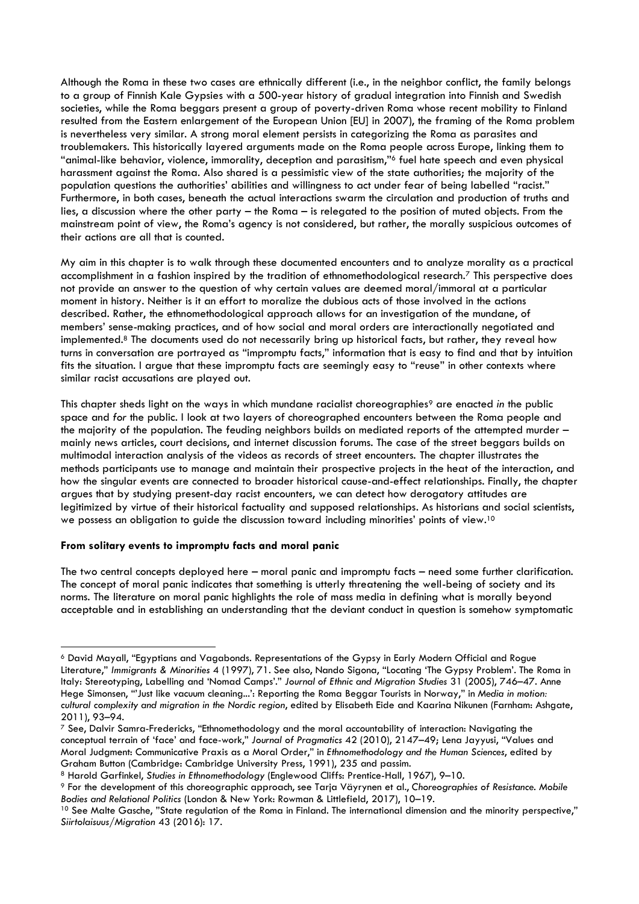Although the Roma in these two cases are ethnically different (i.e., in the neighbor conflict, the family belongs to a group of Finnish Kale Gypsies with a 500-year history of gradual integration into Finnish and Swedish societies, while the Roma beggars present a group of poverty-driven Roma whose recent mobility to Finland resulted from the Eastern enlargement of the European Union [EU] in 2007), the framing of the Roma problem is nevertheless very similar. A strong moral element persists in categorizing the Roma as parasites and troublemakers. This historically layered arguments made on the Roma people across Europe, linking them to "animal-like behavior, violence, immorality, deception and parasitism,"[6] fuel hate speech and even physical harassment against the Roma. Also shared is a pessimistic view of the state authorities; the majority of the population questions the authorities' abilities and willingness to act under fear of being labelled "racist." Furthermore, in both cases, beneath the actual interactions swarm the circulation and production of truths and lies, a discussion where the other party – the Roma – is relegated to the position of muted objects. From the mainstream point of view, the Roma's agency is not considered, but rather, the morally suspicious outcomes of their actions are all that is counted.

My aim in this chapter is to walk through these documented encounters and to analyze morality as a practical accomplishment in a fashion inspired by the tradition of ethnomethodological research.[7] This perspective does not provide an answer to the question of why certain values are deemed moral/immoral at a particular moment in history. Neither is it an effort to moralize the dubious acts of those involved in the actions described. Rather, the ethnomethodological approach allows for an investigation of the mundane, of members' sense-making practices, and of how social and moral orders are interactionally negotiated and implemented.[8] The documents used do not necessarily bring up historical facts, but rather, they reveal how turns in conversation are portrayed as "impromptu facts," information that is easy to find and that by intuition fits the situation. I argue that these impromptu facts are seemingly easy to "reuse" in other contexts where similar racist accusations are played out.

This chapter sheds light on the ways in which mundane racialist choreographies[9] are enacted *in* the public space and *for* the public. I look at two layers of choreographed encounters between the Roma people and the majority of the population. The feuding neighbors builds on mediated reports of the attempted murder – mainly news articles, court decisions, and internet discussion forums. The case of the street beggars builds on multimodal interaction analysis of the videos as records of street encounters. The chapter illustrates the methods participants use to manage and maintain their prospective projects in the heat of the interaction, and how the singular events are connected to broader historical cause-and-effect relationships. Finally, the chapter argues that by studying present-day racist encounters, we can detect how derogatory attitudes are legitimized by virtue of their historical factuality and supposed relationships. As historians and social scientists, we possess an obligation to guide the discussion toward including minorities' points of view.[10]

**From solitary events to impromptu facts and moral panic**

The two central concepts deployed here – moral panic and impromptu facts – need some further clarification. The concept of moral panic indicates that something is utterly threatening the well-being of society and its norms. The literature on moral panic highlights the role of mass media in defining what is morally beyond acceptable and in establishing an understanding that the deviant conduct in question is somehow symptomatic

---

[6] David Mayall, "Egyptians and Vagabonds. Representations of the Gypsy in Early Modern Official and Rogue Literature," *Immigrants & Minorities* 4 (1997), 71. See also, Nando Sigona, "Locating 'The Gypsy Problem'. The Roma in Italy: Stereotyping, Labelling and 'Nomad Camps'." *Journal of Ethnic and Migration Studies* 31 (2005), 746–47. Anne Hege Simonsen, "'Just like vacuum cleaning...': Reporting the Roma Beggar Tourists in Norway," in *Media in motion: cultural complexity and migration in the Nordic region*, edited by Elisabeth Eide and Kaarina Nikunen (Farnham: Ashgate, 2011), 93–94.

[7] See, Dalvir Samra-Fredericks, "Ethnomethodology and the moral accountability of interaction: Navigating the conceptual terrain of 'face' and face-work," *Journal of Pragmatics* 42 (2010), 2147–49; Lena Jayyusi, "Values and Moral Judgment: Communicative Praxis as a Moral Order," in *Ethnomethodology and the Human Sciences*, edited by Graham Button (Cambridge: Cambridge University Press, 1991), 235 and passim.

[8] Harold Garfinkel, *Studies in Ethnomethodology* (Englewood Cliffs: Prentice-Hall, 1967), 9–10.

[9] For the development of this choreographic approach, see Tarja Väyrynen et al., *Choreographies of Resistance. Mobile Bodies and Relational Politics* (London & New York: Rowman & Littlefield, 2017), 10–19.

[10] See Malte Gasche, "State regulation of the Roma in Finland. The international dimension and the minority perspective," *Siirtolaisuus/Migration* 43 (2016): 17.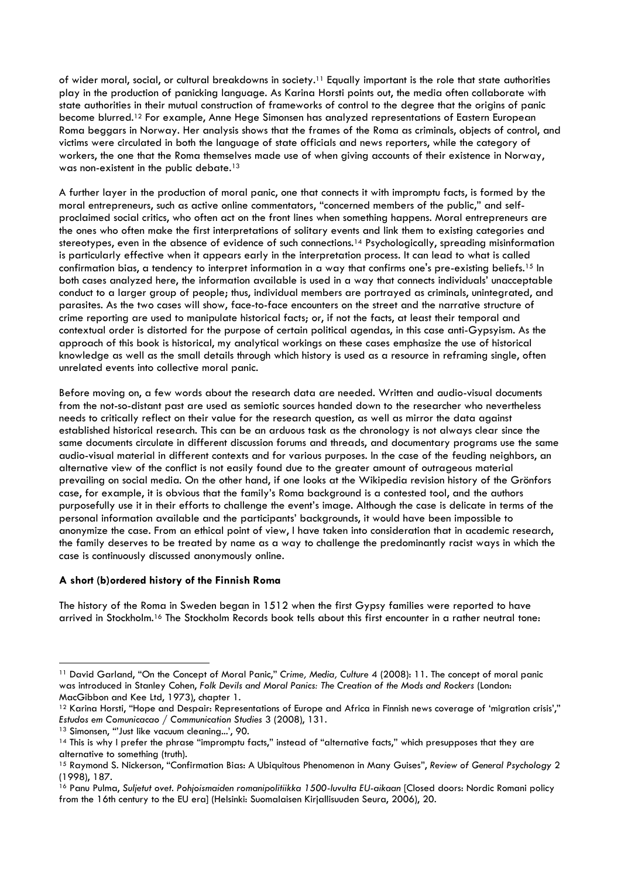of wider moral, social, or cultural breakdowns in society.[11] Equally important is the role that state authorities play in the production of panicking language. As Karina Horsti points out, the media often collaborate with state authorities in their mutual construction of frameworks of control to the degree that the origins of panic become blurred.[12] For example, Anne Hege Simonsen has analyzed representations of Eastern European Roma beggars in Norway. Her analysis shows that the frames of the Roma as criminals, objects of control, and victims were circulated in both the language of state officials and news reporters, while the category of workers, the one that the Roma themselves made use of when giving accounts of their existence in Norway, was non-existent in the public debate.[13]

A further layer in the production of moral panic, one that connects it with impromptu facts, is formed by the moral entrepreneurs, such as active online commentators, "concerned members of the public," and self-proclaimed social critics, who often act on the front lines when something happens. Moral entrepreneurs are the ones who often make the first interpretations of solitary events and link them to existing categories and stereotypes, even in the absence of evidence of such connections.[14] Psychologically, spreading misinformation is particularly effective when it appears early in the interpretation process. It can lead to what is called confirmation bias, a tendency to interpret information in a way that confirms one's pre-existing beliefs.[15] In both cases analyzed here, the information available is used in a way that connects individuals' unacceptable conduct to a larger group of people; thus, individual members are portrayed as criminals, unintegrated, and parasites. As the two cases will show, face-to-face encounters on the street and the narrative structure of crime reporting are used to manipulate historical facts; or, if not the facts, at least their temporal and contextual order is distorted for the purpose of certain political agendas, in this case anti-Gypsyism. As the approach of this book is historical, my analytical workings on these cases emphasize the use of historical knowledge as well as the small details through which history is used as a resource in reframing single, often unrelated events into collective moral panic.

Before moving on, a few words about the research data are needed. Written and audio-visual documents from the not-so-distant past are used as semiotic sources handed down to the researcher who nevertheless needs to critically reflect on their value for the research question, as well as mirror the data against established historical research. This can be an arduous task as the chronology is not always clear since the same documents circulate in different discussion forums and threads, and documentary programs use the same audio-visual material in different contexts and for various purposes. In the case of the feuding neighbors, an alternative view of the conflict is not easily found due to the greater amount of outrageous material prevailing on social media. On the other hand, if one looks at the Wikipedia revision history of the Grönfors case, for example, it is obvious that the family's Roma background is a contested tool, and the authors purposefully use it in their efforts to challenge the event's image. Although the case is delicate in terms of the personal information available and the participants' backgrounds, it would have been impossible to anonymize the case. From an ethical point of view, I have taken into consideration that in academic research, the family deserves to be treated by name as a way to challenge the predominantly racist ways in which the case is continuously discussed anonymously online.

**A short (b)ordered history of the Finnish Roma**

The history of the Roma in Sweden began in 1512 when the first Gypsy families were reported to have arrived in Stockholm.[16] The Stockholm Records book tells about this first encounter in a rather neutral tone:

---

[11] David Garland, "On the Concept of Moral Panic," *Crime, Media, Culture* 4 (2008): 11. The concept of moral panic was introduced in Stanley Cohen, *Folk Devils and Moral Panics: The Creation of the Mods and Rockers* (London: MacGibbon and Kee Ltd, 1973), chapter 1.

[12] Karina Horsti, "Hope and Despair: Representations of Europe and Africa in Finnish news coverage of 'migration crisis'," *Estudos em Comunicacao / Communication Studies* 3 (2008), 131.

[13] Simonsen, "'Just like vacuum cleaning...', 90.

[14] This is why I prefer the phrase "impromptu facts," instead of "alternative facts," which presupposes that they are alternative to something (truth).

[15] Raymond S. Nickerson, "Confirmation Bias: A Ubiquitous Phenomenon in Many Guises", *Review of General Psychology* 2 (1998), 187.

[16] Panu Pulma, *Suljetut ovet. Pohjoismaiden romanipolitiikka 1500-luvulta EU-aikaan* [Closed doors: Nordic Romani policy from the 16th century to the EU era] (Helsinki: Suomalaisen Kirjallisuuden Seura, 2006), 20.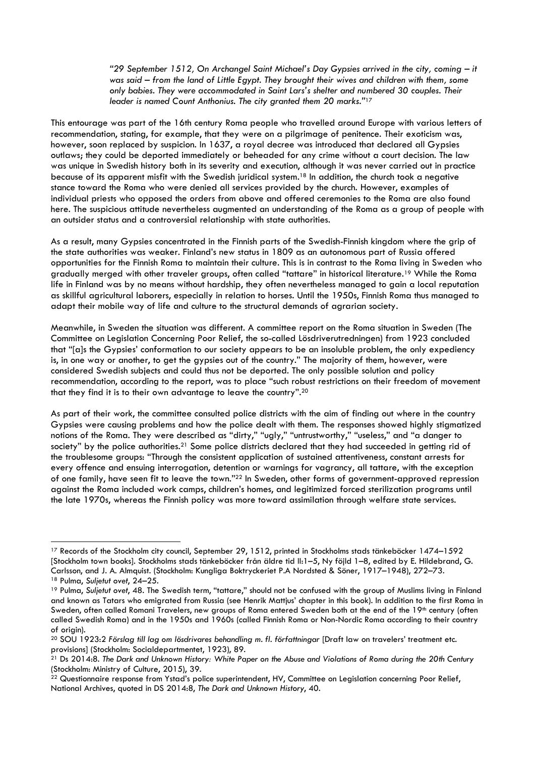> *"29 September 1512, On Archangel Saint Michael's Day Gypsies arrived in the city, coming – it was said – from the land of Little Egypt. They brought their wives and children with them, some only babies. They were accommodated in Saint Lars's shelter and numbered 30 couples. Their leader is named Count Anthonius. The city granted them 20 marks."*[17]

This entourage was part of the 16th century Roma people who travelled around Europe with various letters of recommendation, stating, for example, that they were on a pilgrimage of penitence. Their exoticism was, however, soon replaced by suspicion. In 1637, a royal decree was introduced that declared all Gypsies outlaws; they could be deported immediately or beheaded for any crime without a court decision. The law was unique in Swedish history both in its severity and execution, although it was never carried out in practice because of its apparent misfit with the Swedish juridical system.[18] In addition, the church took a negative stance toward the Roma who were denied all services provided by the church. However, examples of individual priests who opposed the orders from above and offered ceremonies to the Roma are also found here. The suspicious attitude nevertheless augmented an understanding of the Roma as a group of people with an outsider status and a controversial relationship with state authorities.

As a result, many Gypsies concentrated in the Finnish parts of the Swedish-Finnish kingdom where the grip of the state authorities was weaker. Finland's new status in 1809 as an autonomous part of Russia offered opportunities for the Finnish Roma to maintain their culture. This is in contrast to the Roma living in Sweden who gradually merged with other traveler groups, often called "tattare" in historical literature.[19] While the Roma life in Finland was by no means without hardship, they often nevertheless managed to gain a local reputation as skillful agricultural laborers, especially in relation to horses. Until the 1950s, Finnish Roma thus managed to adapt their mobile way of life and culture to the structural demands of agrarian society.

Meanwhile, in Sweden the situation was different. A committee report on the Roma situation in Sweden (The Committee on Legislation Concerning Poor Relief, the so-called Lösdriverutredningen) from 1923 concluded that "[a]s the Gypsies' conformation to our society appears to be an insoluble problem, the only expediency is, in one way or another, to get the gypsies out of the country." The majority of them, however, were considered Swedish subjects and could thus not be deported. The only possible solution and policy recommendation, according to the report, was to place "such robust restrictions on their freedom of movement that they find it is to their own advantage to leave the country".[20]

As part of their work, the committee consulted police districts with the aim of finding out where in the country Gypsies were causing problems and how the police dealt with them. The responses showed highly stigmatized notions of the Roma. They were described as "dirty," "ugly," "untrustworthy," "useless," and "a danger to society" by the police authorities.[21] Some police districts declared that they had succeeded in getting rid of the troublesome groups: "Through the consistent application of sustained attentiveness, constant arrests for every offence and ensuing interrogation, detention or warnings for vagrancy, all tattare, with the exception of one family, have seen fit to leave the town."[22] In Sweden, other forms of government-approved repression against the Roma included work camps, children's homes, and legitimized forced sterilization programs until the late 1970s, whereas the Finnish policy was more toward assimilation through welfare state services.

---

[17] Records of the Stockholm city council, September 29, 1512, printed in Stockholms stads tänkeböcker 1474–1592 [Stockholm town books]. Stockholms stads tänkeböcker från äldre tid II:1–5, Ny följd 1–8, edited by E. Hildebrand, G. Carlsson, and J. A. Almquist. (Stockholm: Kungliga Boktryckeriet P.A Nordsted & Söner, 1917–1948), 272–73.

[18] Pulma, *Suljetut ovet*, 24–25.

[19] Pulma, *Suljetut ovet*, 48. The Swedish term, "tattare," should not be confused with the group of Muslims living in Finland and known as Tatars who emigrated from Russia (see Henrik Mattjus' chapter in this book). In addition to the first Roma in Sweden, often called Romani Travelers, new groups of Roma entered Sweden both at the end of the 19th century (often called Swedish Roma) and in the 1950s and 1960s (called Finnish Roma or Non-Nordic Roma according to their country of origin).

[20] SOU 1923:2 *Förslag till lag om lösdrivares behandling m. fl. författningar* [Draft law on travelers' treatment etc. provisions] (Stockholm: Socialdepartmentet, 1923), 89.

[21] Ds 2014:8. *The Dark and Unknown History: White Paper on the Abuse and Violations of Roma during the 20th Century* (Stockholm: Ministry of Culture, 2015), 39.

[22] Questionnaire response from Ystad's police superintendent, HV, Committee on Legislation concerning Poor Relief, National Archives, quoted in DS 2014:8, *The Dark and Unknown History*, 40.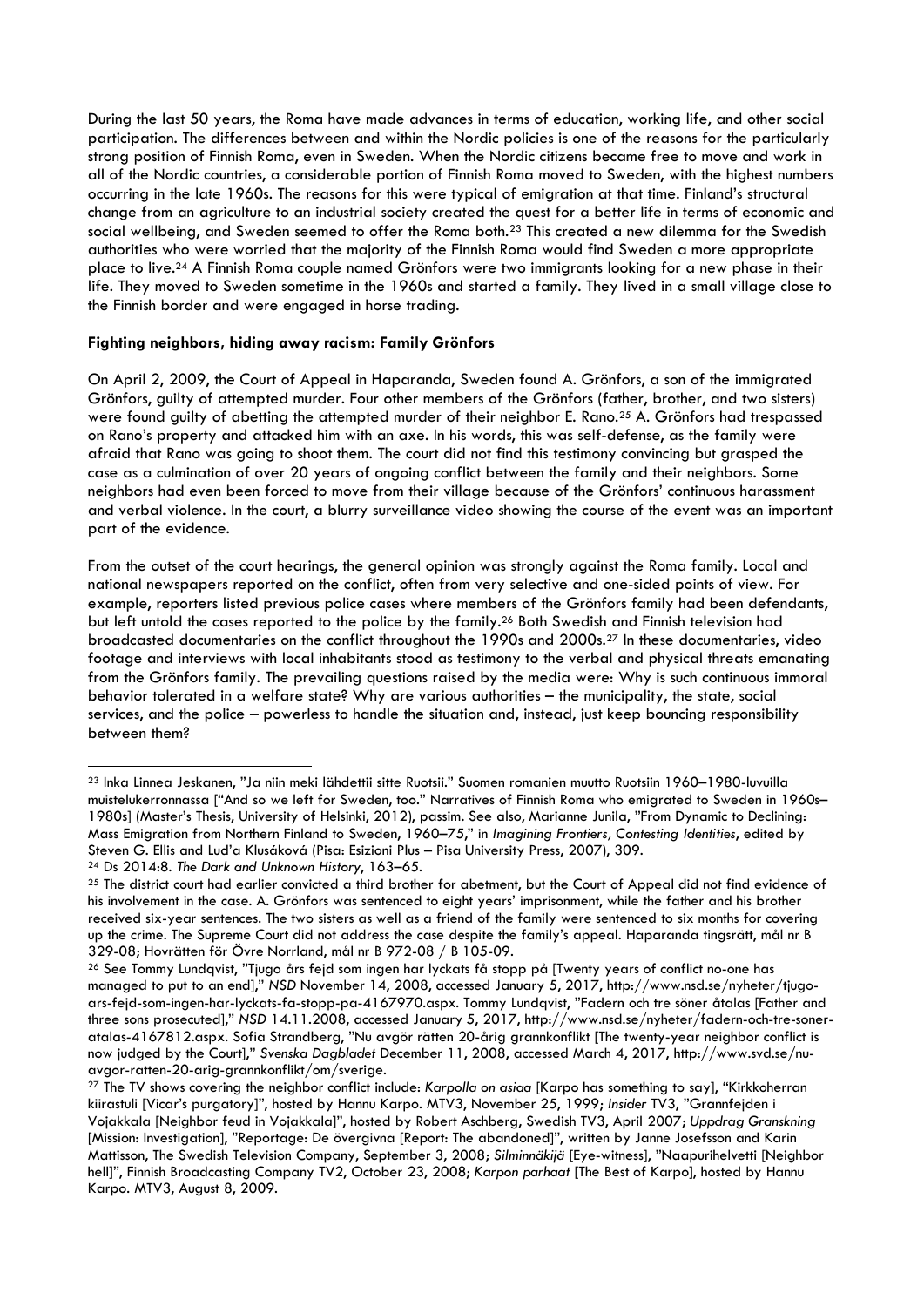During the last 50 years, the Roma have made advances in terms of education, working life, and other social participation. The differences between and within the Nordic policies is one of the reasons for the particularly strong position of Finnish Roma, even in Sweden. When the Nordic citizens became free to move and work in all of the Nordic countries, a considerable portion of Finnish Roma moved to Sweden, with the highest numbers occurring in the late 1960s. The reasons for this were typical of emigration at that time. Finland's structural change from an agriculture to an industrial society created the quest for a better life in terms of economic and social wellbeing, and Sweden seemed to offer the Roma both.[23] This created a new dilemma for the Swedish authorities who were worried that the majority of the Finnish Roma would find Sweden a more appropriate place to live.[24] A Finnish Roma couple named Grönfors were two immigrants looking for a new phase in their life. They moved to Sweden sometime in the 1960s and started a family. They lived in a small village close to the Finnish border and were engaged in horse trading.

**Fighting neighbors, hiding away racism: Family Grönfors**

On April 2, 2009, the Court of Appeal in Haparanda, Sweden found A. Grönfors, a son of the immigrated Grönfors, guilty of attempted murder. Four other members of the Grönfors (father, brother, and two sisters) were found guilty of abetting the attempted murder of their neighbor E. Rano.[25] A. Grönfors had trespassed on Rano's property and attacked him with an axe. In his words, this was self-defense, as the family were afraid that Rano was going to shoot them. The court did not find this testimony convincing but grasped the case as a culmination of over 20 years of ongoing conflict between the family and their neighbors. Some neighbors had even been forced to move from their village because of the Grönfors' continuous harassment and verbal violence. In the court, a blurry surveillance video showing the course of the event was an important part of the evidence.

From the outset of the court hearings, the general opinion was strongly against the Roma family. Local and national newspapers reported on the conflict, often from very selective and one-sided points of view. For example, reporters listed previous police cases where members of the Grönfors family had been defendants, but left untold the cases reported to the police by the family.[26] Both Swedish and Finnish television had broadcasted documentaries on the conflict throughout the 1990s and 2000s.[27] In these documentaries, video footage and interviews with local inhabitants stood as testimony to the verbal and physical threats emanating from the Grönfors family. The prevailing questions raised by the media were: Why is such continuous immoral behavior tolerated in a welfare state? Why are various authorities – the municipality, the state, social services, and the police – powerless to handle the situation and, instead, just keep bouncing responsibility between them?

---

[23] Inka Linnea Jeskanen, "Ja niin meki lähdettii sitte Ruotsii." Suomen romanien muutto Ruotsiin 1960–1980-luvuilla muistelukerronnassa ["And so we left for Sweden, too." Narratives of Finnish Roma who emigrated to Sweden in 1960s–1980s] (Master's Thesis, University of Helsinki, 2012), passim. See also, Marianne Junila, "From Dynamic to Declining: Mass Emigration from Northern Finland to Sweden, 1960–75," in *Imagining Frontiers, Contesting Identities*, edited by Steven G. Ellis and Lud'a Klusáková (Pisa: Esizioni Plus – Pisa University Press, 2007), 309.

[24] Ds 2014:8. *The Dark and Unknown History*, 163–65.

[25] The district court had earlier convicted a third brother for abetment, but the Court of Appeal did not find evidence of his involvement in the case. A. Grönfors was sentenced to eight years' imprisonment, while the father and his brother received six-year sentences. The two sisters as well as a friend of the family were sentenced to six months for covering up the crime. The Supreme Court did not address the case despite the family's appeal. Haparanda tingsrätt, mål nr B 329-08; Hovrätten för Övre Norrland, mål nr B 972-08 / B 105-09.

[26] See Tommy Lundqvist, "Tjugo års fejd som ingen har lyckats få stopp på [Twenty years of conflict no-one has managed to put to an end]," *NSD* November 14, 2008, accessed January 5, 2017, http://www.nsd.se/nyheter/tjugo-ars-fejd-som-ingen-har-lyckats-fa-stopp-pa-4167970.aspx. Tommy Lundqvist, "Fadern och tre söner åtalas [Father and three sons prosecuted]," *NSD* 14.11.2008, accessed January 5, 2017, http://www.nsd.se/nyheter/fadern-och-tre-soner-atalas-4167812.aspx. Sofia Strandberg, "Nu avgör rätten 20-årig grannkonflikt [The twenty-year neighbor conflict is now judged by the Court]," *Svenska Dagbladet* December 11, 2008, accessed March 4, 2017, http://www.svd.se/nu-avgor-ratten-20-arig-grannkonflikt/om/sverige.

[27] The TV shows covering the neighbor conflict include: *Karpolla on asiaa* [Karpo has something to say], "Kirkkoherran kiirastuli [Vicar's purgatory]", hosted by Hannu Karpo. MTV3, November 25, 1999; *Insider* TV3, "Grannfejden i Vojakkala [Neighbor feud in Vojakkala]", hosted by Robert Aschberg, Swedish TV3, April 2007; *Uppdrag Granskning* [Mission: Investigation], "Reportage: De övergivna [Report: The abandoned]", written by Janne Josefsson and Karin Mattisson, The Swedish Television Company, September 3, 2008; *Silminnäkijä* [Eye-witness], "Naapurihelvetti [Neighbor hell]", Finnish Broadcasting Company TV2, October 23, 2008; *Karpon parhaat* [The Best of Karpo], hosted by Hannu Karpo. MTV3, August 8, 2009.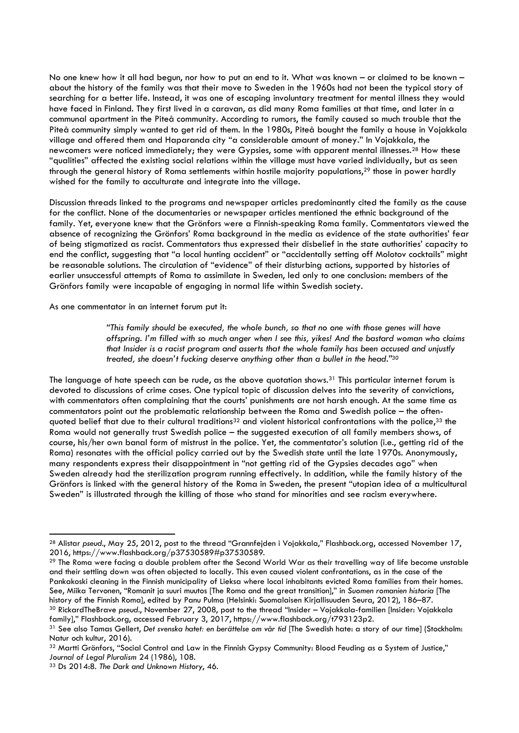No one knew how it all had begun, nor how to put an end to it. What was known – or claimed to be known – about the history of the family was that their move to Sweden in the 1960s had not been the typical story of searching for a better life. Instead, it was one of escaping involuntary treatment for mental illness they would have faced in Finland. They first lived in a caravan, as did many Roma families at that time, and later in a communal apartment in the Piteå community. According to rumors, the family caused so much trouble that the Piteå community simply wanted to get rid of them. In the 1980s, Piteå bought the family a house in Vojakkala village and offered them and Haparanda city "a considerable amount of money." In Vojakkala, the newcomers were noticed immediately; they were Gypsies, some with apparent mental illnesses.[28] How these "qualities" affected the existing social relations within the village must have varied individually, but as seen through the general history of Roma settlements within hostile majority populations,[29] those in power hardly wished for the family to acculturate and integrate into the village.

Discussion threads linked to the programs and newspaper articles predominantly cited the family as the cause for the conflict. None of the documentaries or newspaper articles mentioned the ethnic background of the family. Yet, everyone knew that the Grönfors were a Finnish-speaking Roma family. Commentators viewed the absence of recognizing the Grönfors' Roma background in the media as evidence of the state authorities' fear of being stigmatized as racist. Commentators thus expressed their disbelief in the state authorities' capacity to end the conflict, suggesting that "a local hunting accident" or "accidentally setting off Molotov cocktails" might be reasonable solutions. The circulation of "evidence" of their disturbing actions, supported by histories of earlier unsuccessful attempts of Roma to assimilate in Sweden, led only to one conclusion: members of the Grönfors family were incapable of engaging in normal life within Swedish society.

As one commentator in an internet forum put it:

> *"This family should be executed, the whole bunch, so that no one with those genes will have offspring. I'm filled with so much anger when I see this, yikes! And the bastard woman who claims that Insider is a racist program and asserts that the whole family has been accused and unjustly treated, she doesn't fucking deserve anything other than a bullet in the head."*[30]

The language of hate speech can be rude, as the above quotation shows.[31] This particular internet forum is devoted to discussions of crime cases. One typical topic of discussion delves into the severity of convictions, with commentators often complaining that the courts' punishments are not harsh enough. At the same time as commentators point out the problematic relationship between the Roma and Swedish police – the often-quoted belief that due to their cultural traditions[32] and violent historical confrontations with the police,[33] the Roma would not generally trust Swedish police – the suggested execution of all family members shows, of course, his/her own banal form of mistrust in the police. Yet, the commentator's solution (i.e., getting rid of the Roma) resonates with the official policy carried out by the Swedish state until the late 1970s. Anonymously, many respondents express their disappointment in "not getting rid of the Gypsies decades ago" when Sweden already had the sterilization program running effectively. In addition, while the family history of the Grönfors is linked with the general history of the Roma in Sweden, the present "utopian idea of a multicultural Sweden" is illustrated through the killing of those who stand for minorities and see racism everywhere.

---

[28] Alistar *pseud*., May 25, 2012, post to the thread "Grannfejden i Vojakkala," Flashback.org, accessed November 17, 2016, https://www.flashback.org/p37530589#p37530589.

[29] The Roma were facing a double problem after the Second World War as their travelling way of life become unstable and their settling down was often objected to locally. This even caused violent confrontations, as in the case of the Pankakoski cleaning in the Finnish municipality of Lieksa where local inhabitants evicted Roma families from their homes. See, Miika Tervonen, "Romanit ja suuri muutos [The Roma and the great transition]," in *Suomen romanien historia* [The history of the Finnish Roma], edited by Panu Pulma (Helsinki: Suomalaisen Kirjallisuuden Seura, 2012), 186–87.

[30] RickardTheBrave *pseud*., November 27, 2008, post to the thread "Insider – Vojakkala-familien [Insider: Vojakkala family]," Flashback.org, accessed February 3, 2017, https://www.flashback.org/t793123p2.

[31] See also Tamas Gellert, *Det svenska hatet: en berättelse om vår tid* [The Swedish hate: a story of our time] (Stockholm: Natur och kultur, 2016).

[32] Martti Grönfors, "Social Control and Law in the Finnish Gypsy Community: Blood Feuding as a System of Justice," *Journal of Legal Pluralism* 24 (1986), 108.

[33] Ds 2014:8. *The Dark and Unknown History*, 46.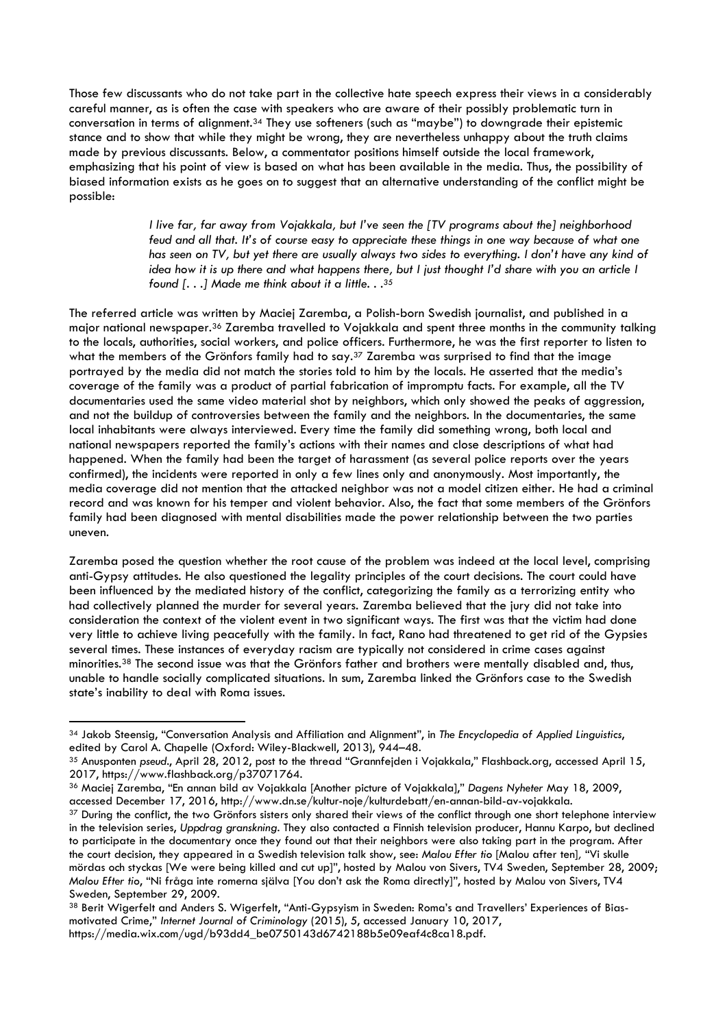Those few discussants who do not take part in the collective hate speech express their views in a considerably careful manner, as is often the case with speakers who are aware of their possibly problematic turn in conversation in terms of alignment.[34] They use softeners (such as "maybe") to downgrade their epistemic stance and to show that while they might be wrong, they are nevertheless unhappy about the truth claims made by previous discussants. Below, a commentator positions himself outside the local framework, emphasizing that his point of view is based on what has been available in the media. Thus, the possibility of biased information exists as he goes on to suggest that an alternative understanding of the conflict might be possible:

> *I live far, far away from Vojakkala, but I've seen the [TV programs about the] neighborhood feud and all that. It's of course easy to appreciate these things in one way because of what one has seen on TV, but yet there are usually always two sides to everything. I don't have any kind of idea how it is up there and what happens there, but I just thought I'd share with you an article I found [. . .] Made me think about it a little. . .*[35]

The referred article was written by Maciej Zaremba, a Polish-born Swedish journalist, and published in a major national newspaper.[36] Zaremba travelled to Vojakkala and spent three months in the community talking to the locals, authorities, social workers, and police officers. Furthermore, he was the first reporter to listen to what the members of the Grönfors family had to say.[37] Zaremba was surprised to find that the image portrayed by the media did not match the stories told to him by the locals. He asserted that the media's coverage of the family was a product of partial fabrication of impromptu facts. For example, all the TV documentaries used the same video material shot by neighbors, which only showed the peaks of aggression, and not the buildup of controversies between the family and the neighbors. In the documentaries, the same local inhabitants were always interviewed. Every time the family did something wrong, both local and national newspapers reported the family's actions with their names and close descriptions of what had happened. When the family had been the target of harassment (as several police reports over the years confirmed), the incidents were reported in only a few lines only and anonymously. Most importantly, the media coverage did not mention that the attacked neighbor was not a model citizen either. He had a criminal record and was known for his temper and violent behavior. Also, the fact that some members of the Grönfors family had been diagnosed with mental disabilities made the power relationship between the two parties uneven.

Zaremba posed the question whether the root cause of the problem was indeed at the local level, comprising anti-Gypsy attitudes. He also questioned the legality principles of the court decisions. The court could have been influenced by the mediated history of the conflict, categorizing the family as a terrorizing entity who had collectively planned the murder for several years. Zaremba believed that the jury did not take into consideration the context of the violent event in two significant ways. The first was that the victim had done very little to achieve living peacefully with the family. In fact, Rano had threatened to get rid of the Gypsies several times. These instances of everyday racism are typically not considered in crime cases against minorities.[38] The second issue was that the Grönfors father and brothers were mentally disabled and, thus, unable to handle socially complicated situations. In sum, Zaremba linked the Grönfors case to the Swedish state's inability to deal with Roma issues.

---

[34] Jakob Steensig, "Conversation Analysis and Affiliation and Alignment", in *The Encyclopedia of Applied Linguistics*, edited by Carol A. Chapelle (Oxford: Wiley-Blackwell, 2013), 944–48.

[35] Anusponten *pseud*., April 28, 2012, post to the thread "Grannfejden i Vojakkala," Flashback.org, accessed April 15, 2017, https://www.flashback.org/p37071764.

[36] Maciej Zaremba, "En annan bild av Vojakkala [Another picture of Vojakkala]," *Dagens Nyheter* May 18, 2009, accessed December 17, 2016, http://www.dn.se/kultur-noje/kulturdebatt/en-annan-bild-av-vojakkala.

[37] During the conflict, the two Grönfors sisters only shared their views of the conflict through one short telephone interview in the television series, *Uppdrag granskning*. They also contacted a Finnish television producer, Hannu Karpo, but declined to participate in the documentary once they found out that their neighbors were also taking part in the program. After the court decision, they appeared in a Swedish television talk show, see: *Malou Efter tio* [Malou after ten], "Vi skulle mördas och styckas [We were being killed and cut up]", hosted by Malou von Sivers, TV4 Sweden, September 28, 2009; *Malou Efter tio*, "Ni fråga inte romerna själva [You don't ask the Roma directly]", hosted by Malou von Sivers, TV4 Sweden, September 29, 2009.

[38] Berit Wigerfelt and Anders S. Wigerfelt, "Anti-Gypsyism in Sweden: Roma's and Travellers' Experiences of Bias-motivated Crime," *Internet Journal of Criminology* (2015), 5, accessed January 10, 2017, https://media.wix.com/ugd/b93dd4_be0750143d6742188b5e09eaf4c8ca18.pdf.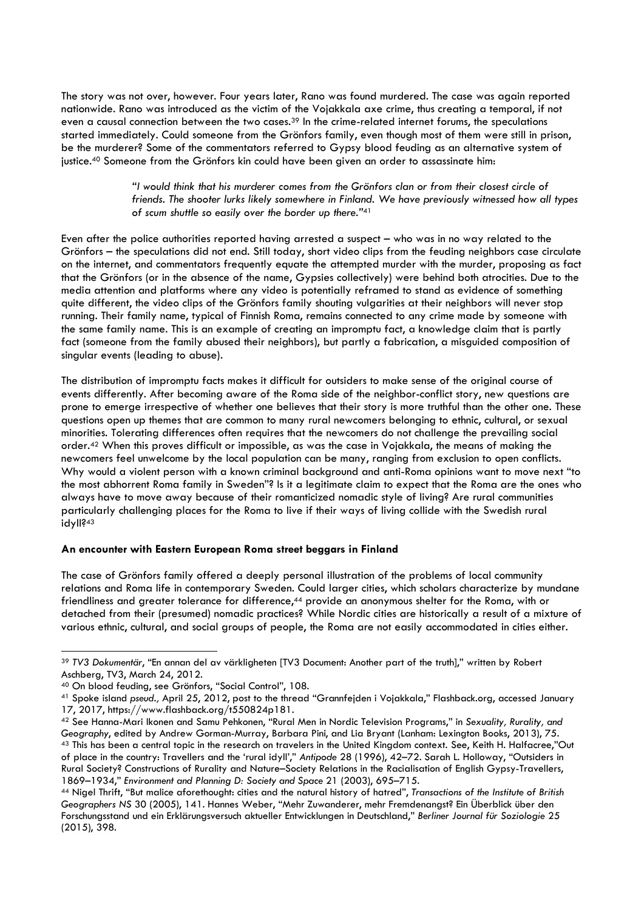The story was not over, however. Four years later, Rano was found murdered. The case was again reported nationwide. Rano was introduced as the victim of the Vojakkala axe crime, thus creating a temporal, if not even a causal connection between the two cases.[39] In the crime-related internet forums, the speculations started immediately. Could someone from the Grönfors family, even though most of them were still in prison, be the murderer? Some of the commentators referred to Gypsy blood feuding as an alternative system of justice.[40] Someone from the Grönfors kin could have been given an order to assassinate him:

> *"I would think that his murderer comes from the Grönfors clan or from their closest circle of friends. The shooter lurks likely somewhere in Finland. We have previously witnessed how all types of scum shuttle so easily over the border up there."*[41]

Even after the police authorities reported having arrested a suspect – who was in no way related to the Grönfors – the speculations did not end. Still today, short video clips from the feuding neighbors case circulate on the internet, and commentators frequently equate the attempted murder with the murder, proposing as fact that the Grönfors (or in the absence of the name, Gypsies collectively) were behind both atrocities. Due to the media attention and platforms where any video is potentially reframed to stand as evidence of something quite different, the video clips of the Grönfors family shouting vulgarities at their neighbors will never stop running. Their family name, typical of Finnish Roma, remains connected to any crime made by someone with the same family name. This is an example of creating an impromptu fact, a knowledge claim that is partly fact (someone from the family abused their neighbors), but partly a fabrication, a misguided composition of singular events (leading to abuse).

The distribution of impromptu facts makes it difficult for outsiders to make sense of the original course of events differently. After becoming aware of the Roma side of the neighbor-conflict story, new questions are prone to emerge irrespective of whether one believes that their story is more truthful than the other one. These questions open up themes that are common to many rural newcomers belonging to ethnic, cultural, or sexual minorities. Tolerating differences often requires that the newcomers do not challenge the prevailing social order.[42] When this proves difficult or impossible, as was the case in Vojakkala, the means of making the newcomers feel unwelcome by the local population can be many, ranging from exclusion to open conflicts. Why would a violent person with a known criminal background and anti-Roma opinions want to move next "to the most abhorrent Roma family in Sweden"? Is it a legitimate claim to expect that the Roma are the ones who always have to move away because of their romanticized nomadic style of living? Are rural communities particularly challenging places for the Roma to live if their ways of living collide with the Swedish rural idyll?[43]

### An encounter with Eastern European Roma street beggars in Finland

The case of Grönfors family offered a deeply personal illustration of the problems of local community relations and Roma life in contemporary Sweden. Could larger cities, which scholars characterize by mundane friendliness and greater tolerance for difference,[44] provide an anonymous shelter for the Roma, with or detached from their (presumed) nomadic practices? While Nordic cities are historically a result of a mixture of various ethnic, cultural, and social groups of people, the Roma are not easily accommodated in cities either.

---

[39] *TV3 Dokumentär*, "En annan del av värkligheten [TV3 Document: Another part of the truth]," written by Robert Aschberg, TV3, March 24, 2012.

[40] On blood feuding, see Grönfors, "Social Control", 108.

[41] Spoke island *pseud.*, April 25, 2012, post to the thread "Grannfejden i Vojakkala," Flashback.org, accessed January 17, 2017, https://www.flashback.org/t550824p181.

[42] See Hanna-Mari Ikonen and Samu Pehkonen, "Rural Men in Nordic Television Programs," in *Sexuality, Rurality, and Geography*, edited by Andrew Gorman-Murray, Barbara Pini, and Lia Bryant (Lanham: Lexington Books, 2013), 75.

[43] This has been a central topic in the research on travelers in the United Kingdom context. See, Keith H. Halfacree,"Out of place in the country: Travellers and the 'rural idyll'," *Antipode* 28 (1996), 42–72. Sarah L. Holloway, "Outsiders in Rural Society? Constructions of Rurality and Nature–Society Relations in the Racialisation of English Gypsy-Travellers, 1869–1934," *Environment and Planning D: Society and Space* 21 (2003), 695–715.

[44] Nigel Thrift, "But malice aforethought: cities and the natural history of hatred", *Transactions of the Institute of British Geographers NS* 30 (2005), 141. Hannes Weber, "Mehr Zuwanderer, mehr Fremdenangst? Ein Überblick über den Forschungsstand und ein Erklärungsversuch aktueller Entwicklungen in Deutschland," *Berliner Journal für Soziologie* 25 (2015), 398.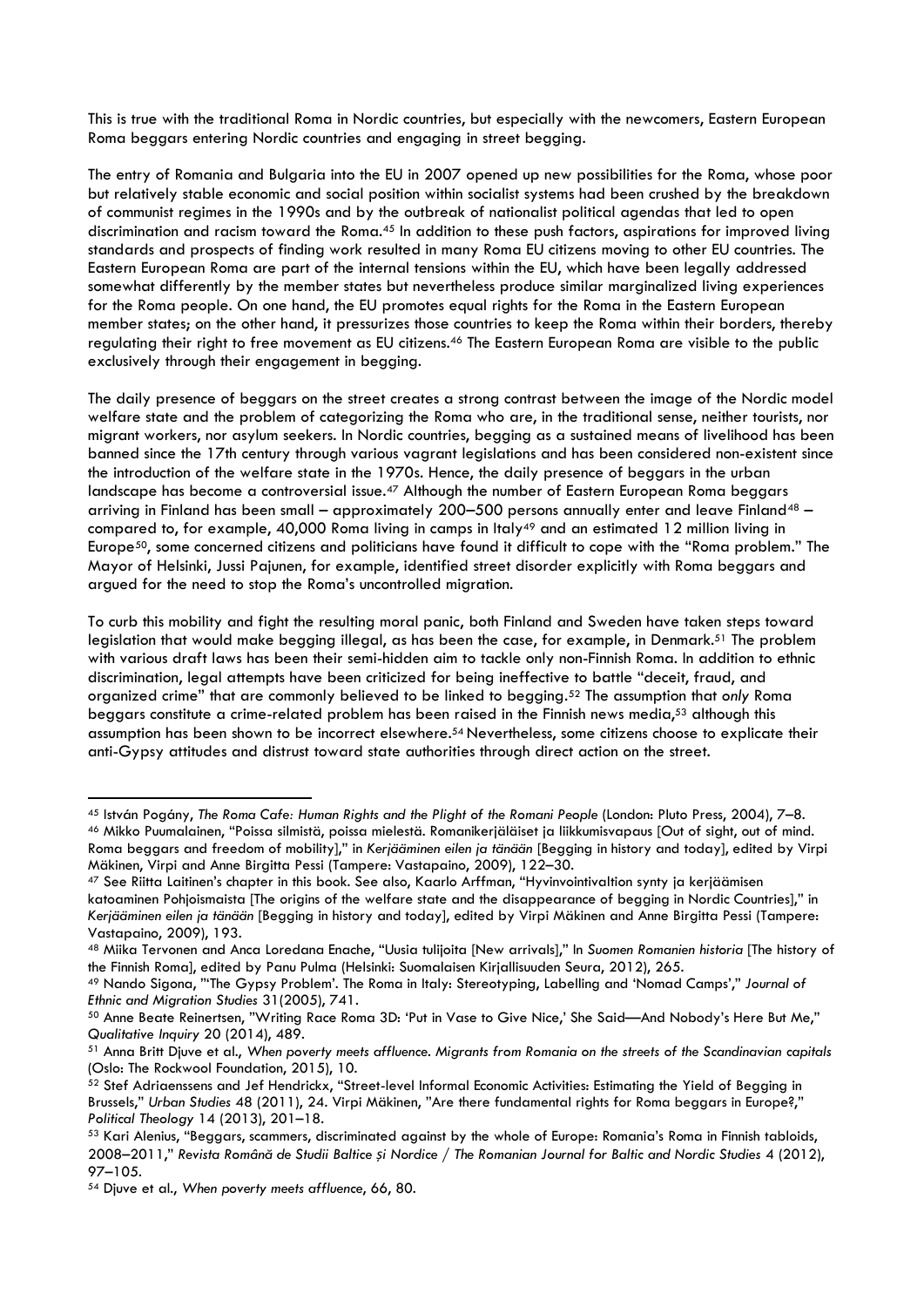This is true with the traditional Roma in Nordic countries, but especially with the newcomers, Eastern European Roma beggars entering Nordic countries and engaging in street begging.

The entry of Romania and Bulgaria into the EU in 2007 opened up new possibilities for the Roma, whose poor but relatively stable economic and social position within socialist systems had been crushed by the breakdown of communist regimes in the 1990s and by the outbreak of nationalist political agendas that led to open discrimination and racism toward the Roma.[45] In addition to these push factors, aspirations for improved living standards and prospects of finding work resulted in many Roma EU citizens moving to other EU countries. The Eastern European Roma are part of the internal tensions within the EU, which have been legally addressed somewhat differently by the member states but nevertheless produce similar marginalized living experiences for the Roma people. On one hand, the EU promotes equal rights for the Roma in the Eastern European member states; on the other hand, it pressurizes those countries to keep the Roma within their borders, thereby regulating their right to free movement as EU citizens.[46] The Eastern European Roma are visible to the public exclusively through their engagement in begging.

The daily presence of beggars on the street creates a strong contrast between the image of the Nordic model welfare state and the problem of categorizing the Roma who are, in the traditional sense, neither tourists, nor migrant workers, nor asylum seekers. In Nordic countries, begging as a sustained means of livelihood has been banned since the 17th century through various vagrant legislations and has been considered non-existent since the introduction of the welfare state in the 1970s. Hence, the daily presence of beggars in the urban landscape has become a controversial issue.[47] Although the number of Eastern European Roma beggars arriving in Finland has been small – approximately 200–500 persons annually enter and leave Finland[48] – compared to, for example, 40,000 Roma living in camps in Italy[49] and an estimated 12 million living in Europe[50], some concerned citizens and politicians have found it difficult to cope with the "Roma problem." The Mayor of Helsinki, Jussi Pajunen, for example, identified street disorder explicitly with Roma beggars and argued for the need to stop the Roma's uncontrolled migration.

To curb this mobility and fight the resulting moral panic, both Finland and Sweden have taken steps toward legislation that would make begging illegal, as has been the case, for example, in Denmark.[51] The problem with various draft laws has been their semi-hidden aim to tackle only non-Finnish Roma. In addition to ethnic discrimination, legal attempts have been criticized for being ineffective to battle "deceit, fraud, and organized crime" that are commonly believed to be linked to begging.[52] The assumption that *only* Roma beggars constitute a crime-related problem has been raised in the Finnish news media,[53] although this assumption has been shown to be incorrect elsewhere.[54] Nevertheless, some citizens choose to explicate their anti-Gypsy attitudes and distrust toward state authorities through direct action on the street.

---

[45] István Pogány, *The Roma Cafe: Human Rights and the Plight of the Romani People* (London: Pluto Press, 2004), 7–8.

[46] Mikko Puumalainen, "Poissa silmistä, poissa mielestä. Romanikerjäläiset ja liikkumisvapaus [Out of sight, out of mind. Roma beggars and freedom of mobility]," in *Kerjääminen eilen ja tänään* [Begging in history and today], edited by Virpi Mäkinen, Virpi and Anne Birgitta Pessi (Tampere: Vastapaino, 2009), 122–30.

[47] See Riitta Laitinen's chapter in this book. See also, Kaarlo Arffman, "Hyvinvointivaltion synty ja kerjäämisen katoaminen Pohjoismaista [The origins of the welfare state and the disappearance of begging in Nordic Countries]," in *Kerjääminen eilen ja tänään* [Begging in history and today], edited by Virpi Mäkinen and Anne Birgitta Pessi (Tampere: Vastapaino, 2009), 193.

[48] Miika Tervonen and Anca Loredana Enache, "Uusia tulijoita [New arrivals]," In *Suomen Romanien historia* [The history of the Finnish Roma], edited by Panu Pulma (Helsinki: Suomalaisen Kirjallisuuden Seura, 2012), 265.

[49] Nando Sigona, "'The Gypsy Problem'. The Roma in Italy: Stereotyping, Labelling and 'Nomad Camps'," *Journal of Ethnic and Migration Studies* 31(2005), 741.

[50] Anne Beate Reinertsen, "Writing Race Roma 3D: 'Put in Vase to Give Nice,' She Said—And Nobody's Here But Me," *Qualitative Inquiry* 20 (2014), 489.

[51] Anna Britt Djuve et al., *When poverty meets affluence. Migrants from Romania on the streets of the Scandinavian capitals* (Oslo: The Rockwool Foundation, 2015), 10.

[52] Stef Adriaenssens and Jef Hendrickx, "Street-level Informal Economic Activities: Estimating the Yield of Begging in Brussels," *Urban Studies* 48 (2011), 24. Virpi Mäkinen, "Are there fundamental rights for Roma beggars in Europe?," *Political Theology* 14 (2013), 201–18.

[53] Kari Alenius, "Beggars, scammers, discriminated against by the whole of Europe: Romania's Roma in Finnish tabloids, 2008–2011," *Revista Română de Studii Baltice și Nordice / The Romanian Journal for Baltic and Nordic Studies* 4 (2012), 97–105.

[54] Djuve et al., *When poverty meets affluence*, 66, 80.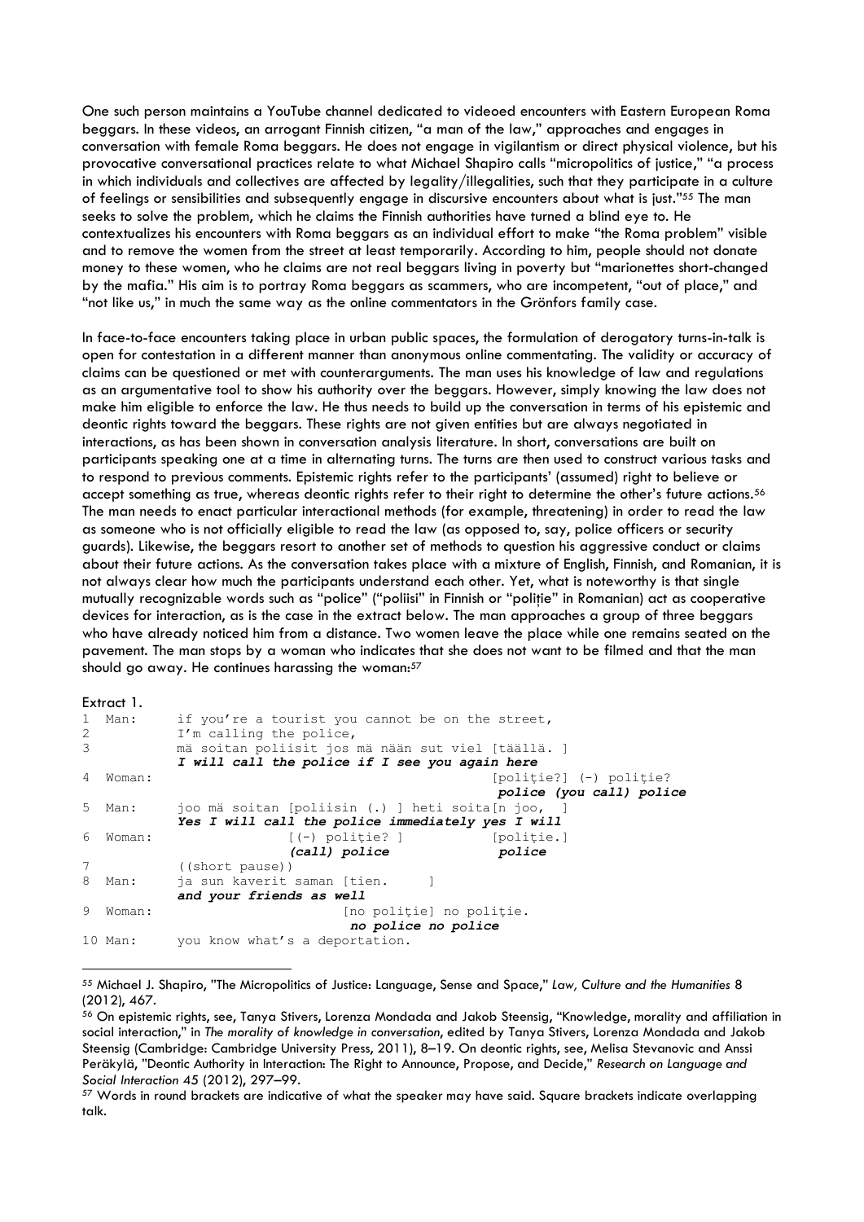One such person maintains a YouTube channel dedicated to videoed encounters with Eastern European Roma beggars. In these videos, an arrogant Finnish citizen, "a man of the law," approaches and engages in conversation with female Roma beggars. He does not engage in vigilantism or direct physical violence, but his provocative conversational practices relate to what Michael Shapiro calls "micropolitics of justice," "a process in which individuals and collectives are affected by legality/illegalities, such that they participate in a culture of feelings or sensibilities and subsequently engage in discursive encounters about what is just."[55] The man seeks to solve the problem, which he claims the Finnish authorities have turned a blind eye to. He contextualizes his encounters with Roma beggars as an individual effort to make "the Roma problem" visible and to remove the women from the street at least temporarily. According to him, people should not donate money to these women, who he claims are not real beggars living in poverty but "marionettes short-changed by the mafia." His aim is to portray Roma beggars as scammers, who are incompetent, "out of place," and "not like us," in much the same way as the online commentators in the Grönfors family case.

In face-to-face encounters taking place in urban public spaces, the formulation of derogatory turns-in-talk is open for contestation in a different manner than anonymous online commentating. The validity or accuracy of claims can be questioned or met with counterarguments. The man uses his knowledge of law and regulations as an argumentative tool to show his authority over the beggars. However, simply knowing the law does not make him eligible to enforce the law. He thus needs to build up the conversation in terms of his epistemic and deontic rights toward the beggars. These rights are not given entities but are always negotiated in interactions, as has been shown in conversation analysis literature. In short, conversations are built on participants speaking one at a time in alternating turns. The turns are then used to construct various tasks and to respond to previous comments. Epistemic rights refer to the participants' (assumed) right to believe or accept something as true, whereas deontic rights refer to their right to determine the other's future actions.[56] The man needs to enact particular interactional methods (for example, threatening) in order to read the law as someone who is not officially eligible to read the law (as opposed to, say, police officers or security guards). Likewise, the beggars resort to another set of methods to question his aggressive conduct or claims about their future actions. As the conversation takes place with a mixture of English, Finnish, and Romanian, it is not always clear how much the participants understand each other. Yet, what is noteworthy is that single mutually recognizable words such as "police" ("poliisi" in Finnish or "poliție" in Romanian) act as cooperative devices for interaction, as is the case in the extract below. The man approaches a group of three beggars who have already noticed him from a distance. Two women leave the place while one remains seated on the pavement. The man stops by a woman who indicates that she does not want to be filmed and that the man should go away. He continues harassing the woman:[57]

Extract 1.

```
1  Man:     if you're a tourist you cannot be on the street,
2           I'm calling the police,
3           mä soitan poliisit jos mä nään sut viel [täällä. ]
            I will call the police if I see you again here
4  Woman:                                            [poliție?] (-) poliție?
                                                      police (you call) police
5  Man:     joo mä soitan [poliisin (.) ] heti soita[n joo,  ]
            Yes I will call the police immediately yes I will
6  Woman:                 [(-) poliție? ]           [poliție.]
                          (call) police              police
7           ((short pause))
8  Man:     ja sun kaverit saman [tien.     ]
            and your friends as well
9  Woman:                        [no poliție] no poliție.
                                  no police no police
10 Man:     you know what's a deportation.
```

---

[55] Michael J. Shapiro, "The Micropolitics of Justice: Language, Sense and Space," *Law, Culture and the Humanities* 8 (2012), 467.

[56] On epistemic rights, see, Tanya Stivers, Lorenza Mondada and Jakob Steensig, "Knowledge, morality and affiliation in social interaction," in *The morality of knowledge in conversation*, edited by Tanya Stivers, Lorenza Mondada and Jakob Steensig (Cambridge: Cambridge University Press, 2011), 8–19. On deontic rights, see, Melisa Stevanovic and Anssi Peräkylä, "Deontic Authority in Interaction: The Right to Announce, Propose, and Decide," *Research on Language and Social Interaction* 45 (2012), 297–99.

[57] Words in round brackets are indicative of what the speaker may have said. Square brackets indicate overlapping talk.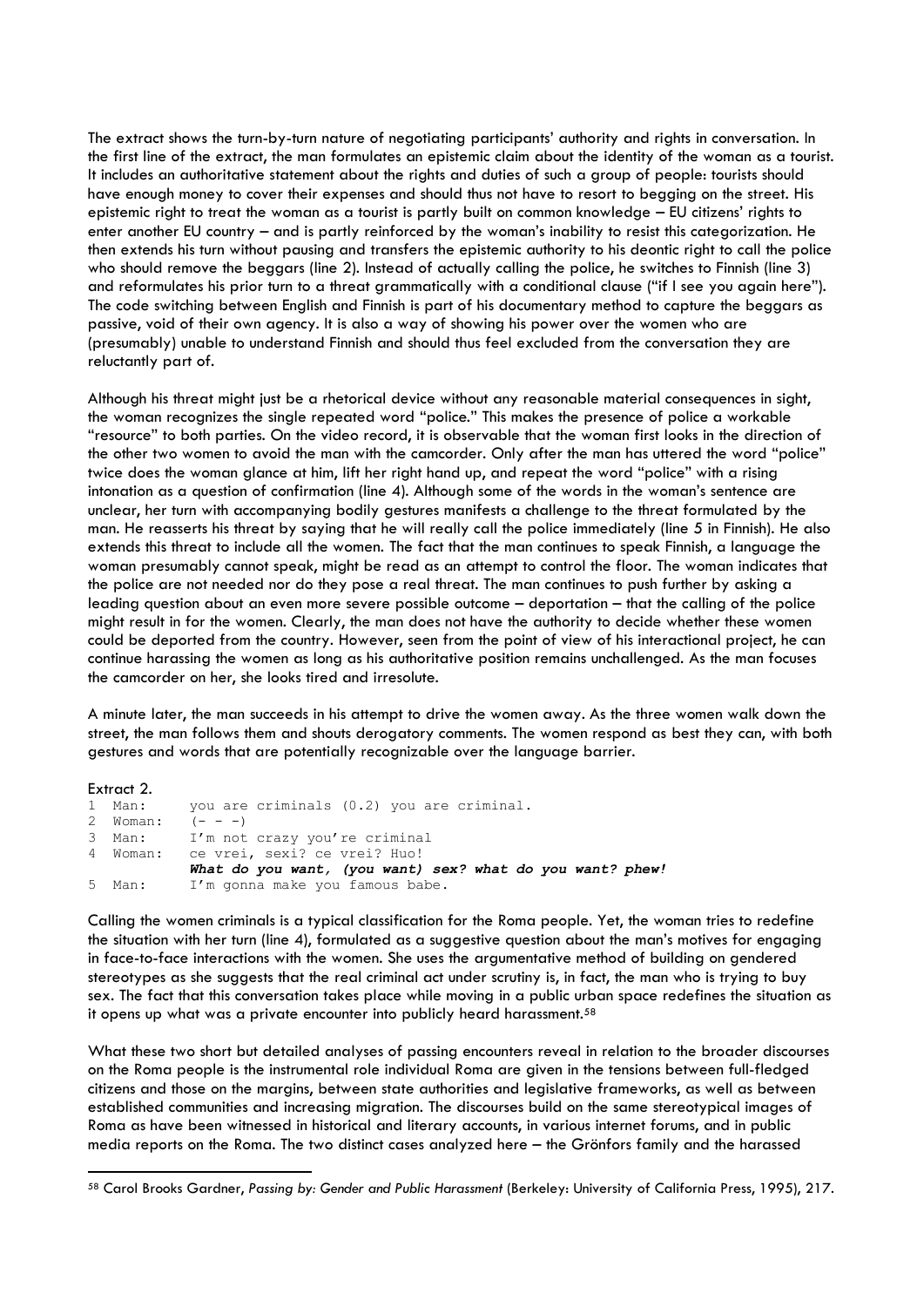The extract shows the turn-by-turn nature of negotiating participants' authority and rights in conversation. In the first line of the extract, the man formulates an epistemic claim about the identity of the woman as a tourist. It includes an authoritative statement about the rights and duties of such a group of people: tourists should have enough money to cover their expenses and should thus not have to resort to begging on the street. His epistemic right to treat the woman as a tourist is partly built on common knowledge – EU citizens' rights to enter another EU country – and is partly reinforced by the woman's inability to resist this categorization. He then extends his turn without pausing and transfers the epistemic authority to his deontic right to call the police who should remove the beggars (line 2). Instead of actually calling the police, he switches to Finnish (line 3) and reformulates his prior turn to a threat grammatically with a conditional clause ("if I see you again here"). The code switching between English and Finnish is part of his documentary method to capture the beggars as passive, void of their own agency. It is also a way of showing his power over the women who are (presumably) unable to understand Finnish and should thus feel excluded from the conversation they are reluctantly part of.

Although his threat might just be a rhetorical device without any reasonable material consequences in sight, the woman recognizes the single repeated word "police." This makes the presence of police a workable "resource" to both parties. On the video record, it is observable that the woman first looks in the direction of the other two women to avoid the man with the camcorder. Only after the man has uttered the word "police" twice does the woman glance at him, lift her right hand up, and repeat the word "police" with a rising intonation as a question of confirmation (line 4). Although some of the words in the woman's sentence are unclear, her turn with accompanying bodily gestures manifests a challenge to the threat formulated by the man. He reasserts his threat by saying that he will really call the police immediately (line 5 in Finnish). He also extends this threat to include all the women. The fact that the man continues to speak Finnish, a language the woman presumably cannot speak, might be read as an attempt to control the floor. The woman indicates that the police are not needed nor do they pose a real threat. The man continues to push further by asking a leading question about an even more severe possible outcome – deportation – that the calling of the police might result in for the women. Clearly, the man does not have the authority to decide whether these women could be deported from the country. However, seen from the point of view of his interactional project, he can continue harassing the women as long as his authoritative position remains unchallenged. As the man focuses the camcorder on her, she looks tired and irresolute.

A minute later, the man succeeds in his attempt to drive the women away. As the three women walk down the street, the man follows them and shouts derogatory comments. The women respond as best they can, with both gestures and words that are potentially recognizable over the language barrier.

Extract 2.

```
1 Man:     you are criminals (0.2) you are criminal.
2 Woman:   (- - -)
3 Man:     I'm not crazy you're criminal
4 Woman:   ce vrei, sexi? ce vrei? Huo!
           What do you want, (you want) sex? what do you want? phew!
5 Man:     I'm gonna make you famous babe.
```

Calling the women criminals is a typical classification for the Roma people. Yet, the woman tries to redefine the situation with her turn (line 4), formulated as a suggestive question about the man's motives for engaging in face-to-face interactions with the women. She uses the argumentative method of building on gendered stereotypes as she suggests that the real criminal act under scrutiny is, in fact, the man who is trying to buy sex. The fact that this conversation takes place while moving in a public urban space redefines the situation as it opens up what was a private encounter into publicly heard harassment.[58]

What these two short but detailed analyses of passing encounters reveal in relation to the broader discourses on the Roma people is the instrumental role individual Roma are given in the tensions between full-fledged citizens and those on the margins, between state authorities and legislative frameworks, as well as between established communities and increasing migration. The discourses build on the same stereotypical images of Roma as have been witnessed in historical and literary accounts, in various internet forums, and in public media reports on the Roma. The two distinct cases analyzed here – the Grönfors family and the harassed

[58] Carol Brooks Gardner, *Passing by: Gender and Public Harassment* (Berkeley: University of California Press, 1995), 217.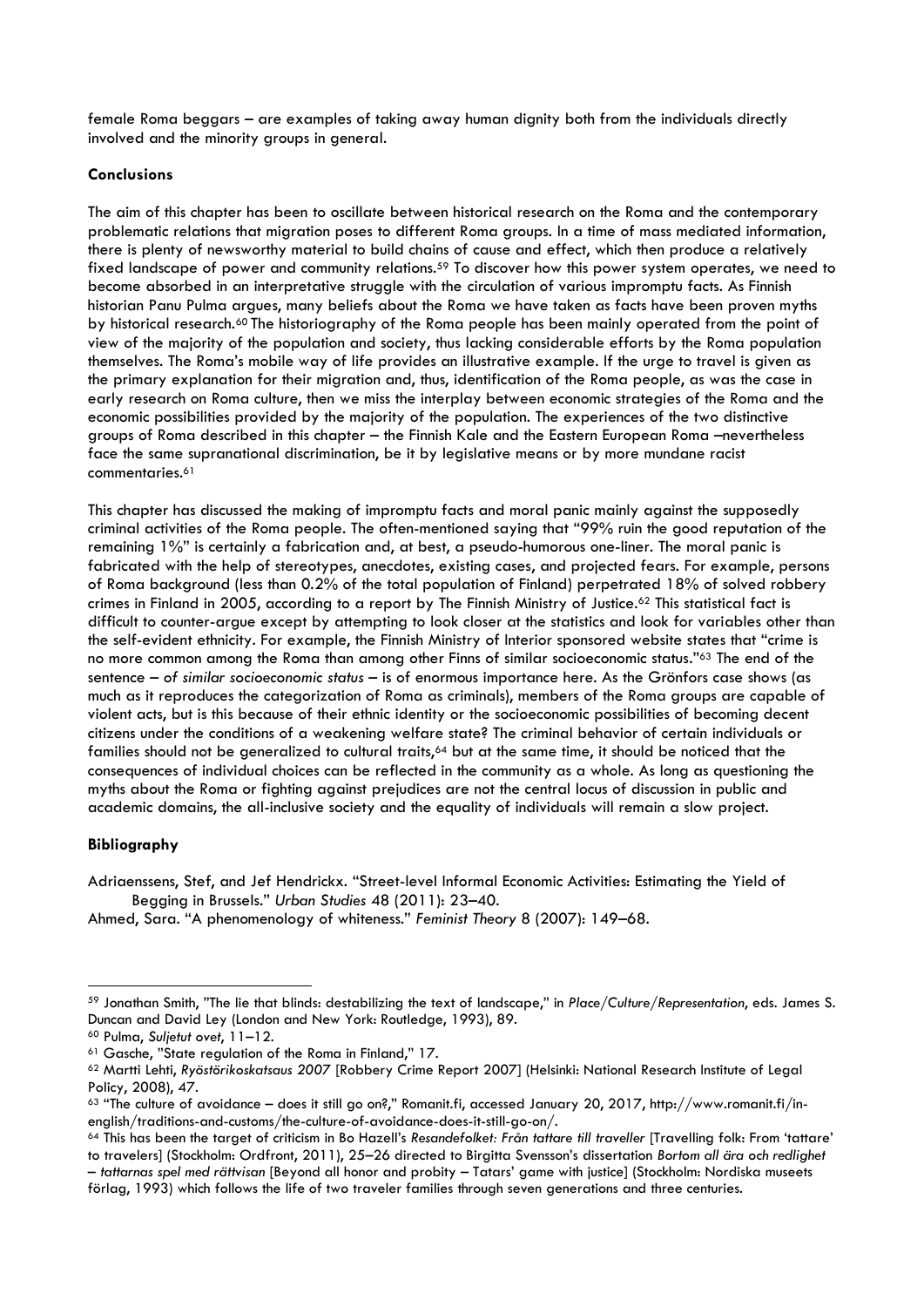female Roma beggars – are examples of taking away human dignity both from the individuals directly involved and the minority groups in general.

**Conclusions**

The aim of this chapter has been to oscillate between historical research on the Roma and the contemporary problematic relations that migration poses to different Roma groups. In a time of mass mediated information, there is plenty of newsworthy material to build chains of cause and effect, which then produce a relatively fixed landscape of power and community relations.[59] To discover how this power system operates, we need to become absorbed in an interpretative struggle with the circulation of various impromptu facts. As Finnish historian Panu Pulma argues, many beliefs about the Roma we have taken as facts have been proven myths by historical research.[60] The historiography of the Roma people has been mainly operated from the point of view of the majority of the population and society, thus lacking considerable efforts by the Roma population themselves. The Roma's mobile way of life provides an illustrative example. If the urge to travel is given as the primary explanation for their migration and, thus, identification of the Roma people, as was the case in early research on Roma culture, then we miss the interplay between economic strategies of the Roma and the economic possibilities provided by the majority of the population. The experiences of the two distinctive groups of Roma described in this chapter – the Finnish Kale and the Eastern European Roma –nevertheless face the same supranational discrimination, be it by legislative means or by more mundane racist commentaries.[61]

This chapter has discussed the making of impromptu facts and moral panic mainly against the supposedly criminal activities of the Roma people. The often-mentioned saying that "99% ruin the good reputation of the remaining 1%" is certainly a fabrication and, at best, a pseudo-humorous one-liner. The moral panic is fabricated with the help of stereotypes, anecdotes, existing cases, and projected fears. For example, persons of Roma background (less than 0.2% of the total population of Finland) perpetrated 18% of solved robbery crimes in Finland in 2005, according to a report by The Finnish Ministry of Justice.[62] This statistical fact is difficult to counter-argue except by attempting to look closer at the statistics and look for variables other than the self-evident ethnicity. For example, the Finnish Ministry of Interior sponsored website states that "crime is no more common among the Roma than among other Finns of similar socioeconomic status."[63] The end of the sentence – of *similar socioeconomic status* – is of enormous importance here. As the Grönfors case shows (as much as it reproduces the categorization of Roma as criminals), members of the Roma groups are capable of violent acts, but is this because of their ethnic identity or the socioeconomic possibilities of becoming decent citizens under the conditions of a weakening welfare state? The criminal behavior of certain individuals or families should not be generalized to cultural traits,[64] but at the same time, it should be noticed that the consequences of individual choices can be reflected in the community as a whole. As long as questioning the myths about the Roma or fighting against prejudices are not the central locus of discussion in public and academic domains, the all-inclusive society and the equality of individuals will remain a slow project.

**Bibliography**

Adriaenssens, Stef, and Jef Hendrickx. "Street-level Informal Economic Activities: Estimating the Yield of Begging in Brussels." *Urban Studies* 48 (2011): 23–40.

Ahmed, Sara. "A phenomenology of whiteness." *Feminist Theory* 8 (2007): 149–68.

---

[59] Jonathan Smith, "The lie that blinds: destabilizing the text of landscape," in *Place/Culture/Representation*, eds. James S. Duncan and David Ley (London and New York: Routledge, 1993), 89.

[60] Pulma, *Suljetut ovet*, 11–12.

[61] Gasche, "State regulation of the Roma in Finland," 17.

[62] Martti Lehti, *Ryöstörikoskatsaus 2007* [Robbery Crime Report 2007] (Helsinki: National Research Institute of Legal Policy, 2008), 47.

[63] "The culture of avoidance – does it still go on?," Romanit.fi, accessed January 20, 2017, http://www.romanit.fi/in-english/traditions-and-customs/the-culture-of-avoidance-does-it-still-go-on/.

[64] This has been the target of criticism in Bo Hazell's *Resandefolket: Från tattare till traveller* [Travelling folk: From 'tattare' to travelers] (Stockholm: Ordfront, 2011), 25–26 directed to Birgitta Svensson's dissertation *Bortom all ära och redlighet – tattarnas spel med rättvisan* [Beyond all honor and probity – Tatars' game with justice] (Stockholm: Nordiska museets förlag, 1993) which follows the life of two traveler families through seven generations and three centuries.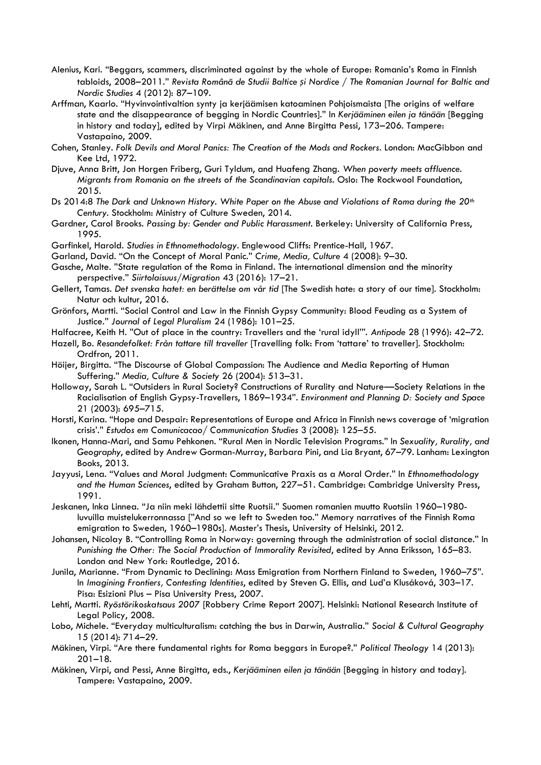Alenius, Kari. “Beggars, scammers, discriminated against by the whole of Europe: Romania’s Roma in Finnish tabloids, 2008–2011.” *Revista Română de Studii Baltice și Nordice / The Romanian Journal for Baltic and Nordic Studies* 4 (2012): 87–109.

Arffman, Kaarlo. “Hyvinvointivaltion synty ja kerjäämisen katoaminen Pohjoismaista [The origins of welfare state and the disappearance of begging in Nordic Countries].” In *Kerjääminen eilen ja tänään* [Begging in history and today], edited by Virpi Mäkinen, and Anne Birgitta Pessi, 173–206. Tampere: Vastapaino, 2009.

Cohen, Stanley. *Folk Devils and Moral Panics: The Creation of the Mods and Rockers*. London: MacGibbon and Kee Ltd, 1972.

Djuve, Anna Britt, Jon Horgen Friberg, Guri Tyldum, and Huafeng Zhang. *When poverty meets affluence. Migrants from Romania on the streets of the Scandinavian capitals*. Oslo: The Rockwool Foundation, 2015.

Ds 2014:8 *The Dark and Unknown History. White Paper on the Abuse and Violations of Roma during the 20th Century*. Stockholm: Ministry of Culture Sweden, 2014.

Gardner, Carol Brooks. *Passing by: Gender and Public Harassment*. Berkeley: University of California Press, 1995.

Garfinkel, Harold. *Studies in Ethnomethodology*. Englewood Cliffs: Prentice-Hall, 1967.

Garland, David. “On the Concept of Moral Panic.” *Crime, Media, Culture* 4 (2008): 9–30.

Gasche, Malte. ”State regulation of the Roma in Finland. The international dimension and the minority perspective.” *Siirtolaisuus/Migration* 43 (2016): 17–21.

Gellert, Tamas. *Det svenska hatet: en berättelse om vår tid* [The Swedish hate: a story of our time]. Stockholm: Natur och kultur, 2016.

Grönfors, Martti. “Social Control and Law in the Finnish Gypsy Community: Blood Feuding as a System of Justice.” *Journal of Legal Pluralism* 24 (1986): 101–25.

Halfacree, Keith H. ”Out of place in the country: Travellers and the ‘rural idyll’”. *Antipode* 28 (1996): 42–72.

Hazell, Bo. *Resandefolket: Från tattare till traveller* [Travelling folk: From ‘tattare’ to traveller]. Stockholm: Ordfron, 2011.

Höijer, Birgitta. “The Discourse of Global Compassion: The Audience and Media Reporting of Human Suffering.” *Media, Culture & Society* 26 (2004): 513–31.

Holloway, Sarah L. “Outsiders in Rural Society? Constructions of Rurality and Nature—Society Relations in the Racialisation of English Gypsy-Travellers, 1869–1934”. *Environment and Planning D: Society and Space* 21 (2003): 695–715.

Horsti, Karina. “Hope and Despair: Representations of Europe and Africa in Finnish news coverage of ‘migration crisis’.” *Estudos em Comunicacao/ Communication Studies* 3 (2008): 125–55.

Ikonen, Hanna-Mari, and Samu Pehkonen. “Rural Men in Nordic Television Programs.” In *Sexuality, Rurality, and Geography*, edited by Andrew Gorman-Murray, Barbara Pini, and Lia Bryant, 67–79. Lanham: Lexington Books, 2013.

Jayyusi, Lena. “Values and Moral Judgment: Communicative Praxis as a Moral Order.” In *Ethnomethodology and the Human Sciences*, edited by Graham Button, 227–51. Cambridge: Cambridge University Press, 1991.

Jeskanen, Inka Linnea. “Ja niin meki lähdettii sitte Ruotsii.” Suomen romanien muutto Ruotsiin 1960–1980-luvuilla muistelukerronnassa [”And so we left to Sweden too.” Memory narratives of the Finnish Roma emigration to Sweden, 1960–1980s]. Master’s Thesis, University of Helsinki, 2012.

Johansen, Nicolay B. “Controlling Roma in Norway: governing through the administration of social distance.” In *Punishing the Other: The Social Production of Immorality Revisited*, edited by Anna Eriksson, 165–83. London and New York: Routledge, 2016.

Junila, Marianne. “From Dynamic to Declining: Mass Emigration from Northern Finland to Sweden, 1960–75”. In *Imagining Frontiers, Contesting Identities*, edited by Steven G. Ellis, and Lud’a Klusáková, 303–17. Pisa: Esizioni Plus – Pisa University Press, 2007.

Lehti, Martti. *Ryöstörikoskatsaus 2007* [Robbery Crime Report 2007]. Helsinki: National Research Institute of Legal Policy, 2008.

Lobo, Michele. “Everyday multiculturalism: catching the bus in Darwin, Australia.” *Social & Cultural Geography* 15 (2014): 714–29.

Mäkinen, Virpi. “Are there fundamental rights for Roma beggars in Europe?.” *Political Theology* 14 (2013): 201–18.

Mäkinen, Virpi, and Pessi, Anne Birgitta, eds., *Kerjääminen eilen ja tänään* [Begging in history and today]. Tampere: Vastapaino, 2009.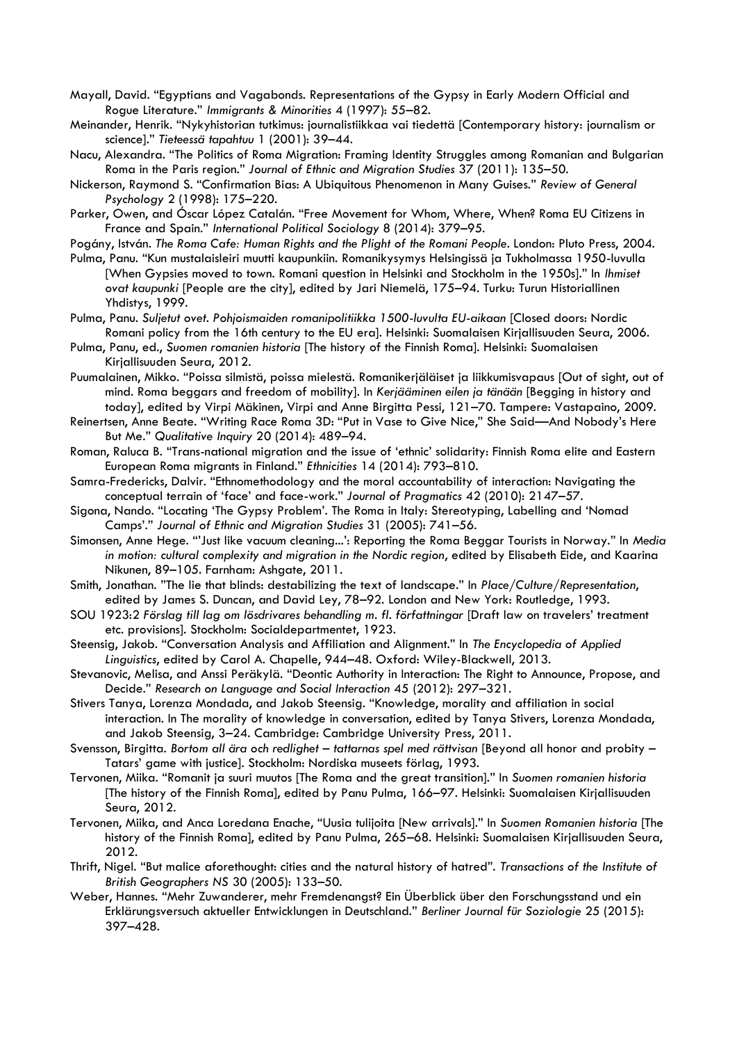Mayall, David. "Egyptians and Vagabonds. Representations of the Gypsy in Early Modern Official and Rogue Literature." *Immigrants & Minorities* 4 (1997): 55–82.

Meinander, Henrik. "Nykyhistorian tutkimus: journalistiikkaa vai tiedettä [Contemporary history: journalism or science]." *Tieteessä tapahtuu* 1 (2001): 39–44.

Nacu, Alexandra. "The Politics of Roma Migration: Framing Identity Struggles among Romanian and Bulgarian Roma in the Paris region." *Journal of Ethnic and Migration Studies* 37 (2011): 135–50.

Nickerson, Raymond S. "Confirmation Bias: A Ubiquitous Phenomenon in Many Guises." *Review of General Psychology* 2 (1998): 175–220.

Parker, Owen, and Óscar López Catalán. "Free Movement for Whom, Where, When? Roma EU Citizens in France and Spain." *International Political Sociology* 8 (2014): 379–95.

Pogány, István. *The Roma Cafe: Human Rights and the Plight of the Romani People*. London: Pluto Press, 2004.

Pulma, Panu. "Kun mustalaisleiri muutti kaupunkiin. Romanikysymys Helsingissä ja Tukholmassa 1950-luvulla [When Gypsies moved to town. Romani question in Helsinki and Stockholm in the 1950s]." In *Ihmiset ovat kaupunki* [People are the city], edited by Jari Niemelä, 175–94. Turku: Turun Historiallinen Yhdistys, 1999.

Pulma, Panu. *Suljetut ovet. Pohjoismaiden romanipolitiikka 1500-luvulta EU-aikaan* [Closed doors: Nordic Romani policy from the 16th century to the EU era]. Helsinki: Suomalaisen Kirjallisuuden Seura, 2006.

Pulma, Panu, ed., *Suomen romanien historia* [The history of the Finnish Roma]. Helsinki: Suomalaisen Kirjallisuuden Seura, 2012.

Puumalainen, Mikko. "Poissa silmistä, poissa mielestä. Romanikerjäläiset ja liikkumisvapaus [Out of sight, out of mind. Roma beggars and freedom of mobility]. In *Kerjääminen eilen ja tänään* [Begging in history and today], edited by Virpi Mäkinen, Virpi and Anne Birgitta Pessi, 121–70. Tampere: Vastapaino, 2009.

Reinertsen, Anne Beate. "Writing Race Roma 3D: "Put in Vase to Give Nice," She Said—And Nobody's Here But Me." *Qualitative Inquiry* 20 (2014): 489–94.

Roman, Raluca B. "Trans-national migration and the issue of 'ethnic' solidarity: Finnish Roma elite and Eastern European Roma migrants in Finland." *Ethnicities* 14 (2014): 793–810.

Samra-Fredericks, Dalvir. "Ethnomethodology and the moral accountability of interaction: Navigating the conceptual terrain of 'face' and face-work." *Journal of Pragmatics* 42 (2010): 2147–57.

Sigona, Nando. "Locating 'The Gypsy Problem'. The Roma in Italy: Stereotyping, Labelling and 'Nomad Camps'." *Journal of Ethnic and Migration Studies* 31 (2005): 741–56.

Simonsen, Anne Hege. "'Just like vacuum cleaning...': Reporting the Roma Beggar Tourists in Norway." In *Media in motion: cultural complexity and migration in the Nordic region*, edited by Elisabeth Eide, and Kaarina Nikunen, 89–105. Farnham: Ashgate, 2011.

Smith, Jonathan. "The lie that blinds: destabilizing the text of landscape." In *Place/Culture/Representation*, edited by James S. Duncan, and David Ley, 78–92. London and New York: Routledge, 1993.

SOU 1923:2 *Förslag till lag om lösdrivares behandling m. fl. författningar* [Draft law on travelers' treatment etc. provisions]. Stockholm: Socialdepartmentet, 1923.

Steensig, Jakob. "Conversation Analysis and Affiliation and Alignment." In *The Encyclopedia of Applied Linguistics*, edited by Carol A. Chapelle, 944–48. Oxford: Wiley-Blackwell, 2013.

Stevanovic, Melisa, and Anssi Peräkylä. "Deontic Authority in Interaction: The Right to Announce, Propose, and Decide." *Research on Language and Social Interaction* 45 (2012): 297–321.

Stivers Tanya, Lorenza Mondada, and Jakob Steensig. "Knowledge, morality and affiliation in social interaction. In The morality of knowledge in conversation, edited by Tanya Stivers, Lorenza Mondada, and Jakob Steensig, 3–24. Cambridge: Cambridge University Press, 2011.

Svensson, Birgitta. *Bortom all ära och redlighet – tattarnas spel med rättvisan* [Beyond all honor and probity – Tatars' game with justice]. Stockholm: Nordiska museets förlag, 1993.

Tervonen, Miika. "Romanit ja suuri muutos [The Roma and the great transition]." In *Suomen romanien historia* [The history of the Finnish Roma], edited by Panu Pulma, 166–97. Helsinki: Suomalaisen Kirjallisuuden Seura, 2012.

Tervonen, Miika, and Anca Loredana Enache, "Uusia tulijoita [New arrivals]." In *Suomen Romanien historia* [The history of the Finnish Roma], edited by Panu Pulma, 265–68. Helsinki: Suomalaisen Kirjallisuuden Seura, 2012.

Thrift, Nigel. "But malice aforethought: cities and the natural history of hatred". *Transactions of the Institute of British Geographers NS* 30 (2005): 133–50.

Weber, Hannes. "Mehr Zuwanderer, mehr Fremdenangst? Ein Überblick über den Forschungsstand und ein Erklärungsversuch aktueller Entwicklungen in Deutschland." *Berliner Journal für Soziologie* 25 (2015): 397–428.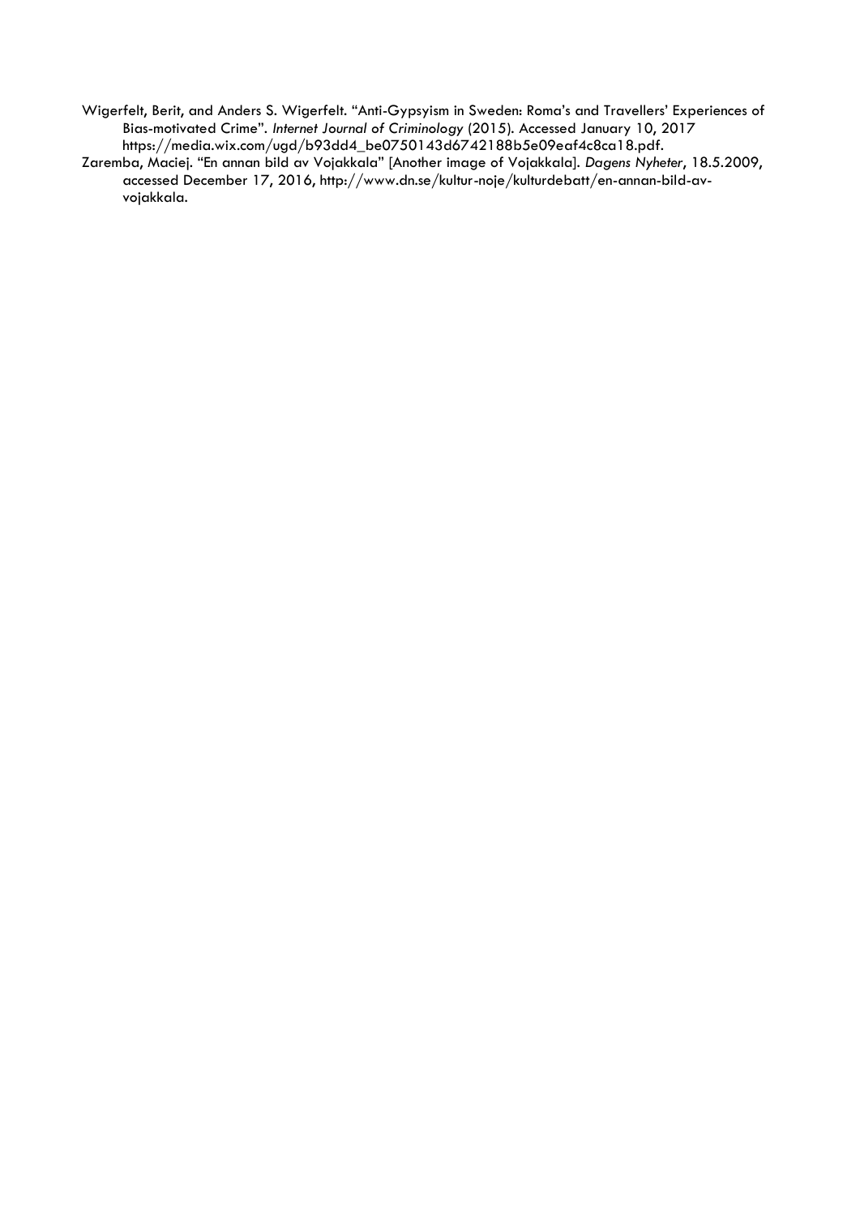Wigerfelt, Berit, and Anders S. Wigerfelt. “Anti-Gypsyism in Sweden: Roma’s and Travellers’ Experiences of Bias-motivated Crime”. *Internet Journal of Criminology* (2015). Accessed January 10, 2017 https://media.wix.com/ugd/b93dd4_be0750143d6742188b5e09eaf4c8ca18.pdf.

Zaremba, Maciej. “En annan bild av Vojakkala” [Another image of Vojakkala]. *Dagens Nyheter*, 18.5.2009, accessed December 17, 2016, http://www.dn.se/kultur-noje/kulturdebatt/en-annan-bild-av-vojakkala.